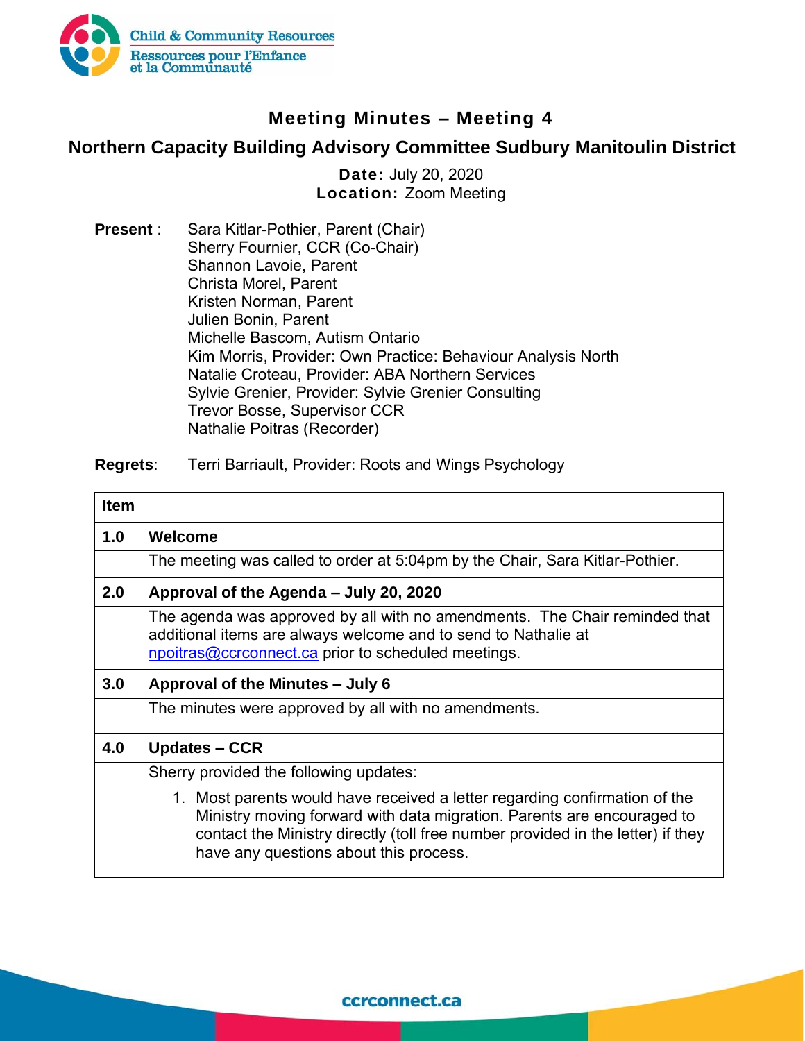# Meeting Minutes – Meeting 4

## Northern Capacity Building Advisory Committee Sudbury Manitoulin District

**Date:** July 20, 2020
**Location:** Zoom Meeting

**Present** :
Sara Kitlar-Pothier, Parent (Chair)
Sherry Fournier, CCR (Co-Chair)
Shannon Lavoie, Parent
Christa Morel, Parent
Kristen Norman, Parent
Julien Bonin, Parent
Michelle Bascom, Autism Ontario
Kim Morris, Provider: Own Practice: Behaviour Analysis North
Natalie Croteau, Provider: ABA Northern Services
Sylvie Grenier, Provider: Sylvie Grenier Consulting
Trevor Bosse, Supervisor CCR
Nathalie Poitras (Recorder)

**Regrets**: Terri Barriault, Provider: Roots and Wings Psychology

| Item | |
|---|---|
| **1.0** | **Welcome** |
| | The meeting was called to order at 5:04pm by the Chair, Sara Kitlar-Pothier. |
| **2.0** | **Approval of the Agenda – July 20, 2020** |
| | The agenda was approved by all with no amendments. The Chair reminded that additional items are always welcome and to send to Nathalie at npoitras@ccrconnect.ca prior to scheduled meetings. |
| **3.0** | **Approval of the Minutes – July 6** |
| | The minutes were approved by all with no amendments. |
| **4.0** | **Updates – CCR** |
| | Sherry provided the following updates:<br>1. Most parents would have received a letter regarding confirmation of the Ministry moving forward with data migration. Parents are encouraged to contact the Ministry directly (toll free number provided in the letter) if they have any questions about this process. |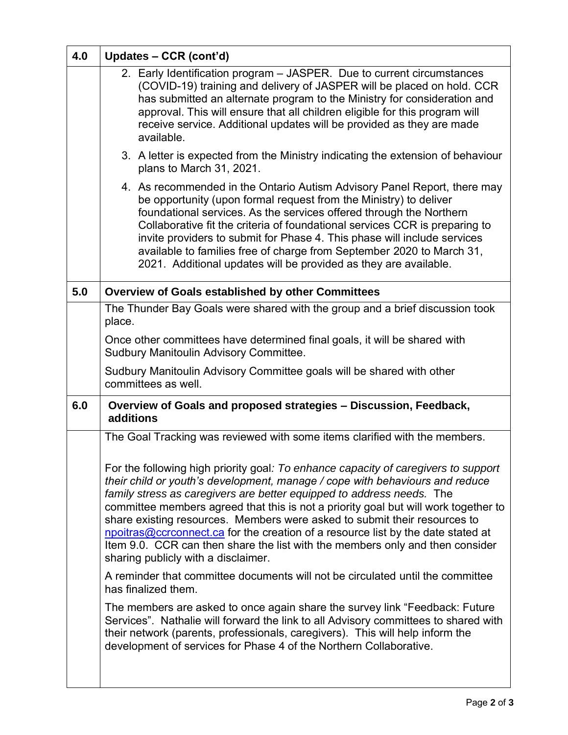| 4.0 | Updates – CCR (cont'd) |
|---|---|
| | 2. Early Identification program – JASPER. Due to current circumstances (COVID-19) training and delivery of JASPER will be placed on hold. CCR has submitted an alternate program to the Ministry for consideration and approval. This will ensure that all children eligible for this program will receive service. Additional updates will be provided as they are made available.<br><br>3. A letter is expected from the Ministry indicating the extension of behaviour plans to March 31, 2021.<br><br>4. As recommended in the Ontario Autism Advisory Panel Report, there may be opportunity (upon formal request from the Ministry) to deliver foundational services. As the services offered through the Northern Collaborative fit the criteria of foundational services CCR is preparing to invite providers to submit for Phase 4. This phase will include services available to families free of charge from September 2020 to March 31, 2021. Additional updates will be provided as they are available. |
| **5.0** | **Overview of Goals established by other Committees** |
| | The Thunder Bay Goals were shared with the group and a brief discussion took place.<br><br>Once other committees have determined final goals, it will be shared with Sudbury Manitoulin Advisory Committee.<br><br>Sudbury Manitoulin Advisory Committee goals will be shared with other committees as well. |
| **6.0** | **Overview of Goals and proposed strategies – Discussion, Feedback, additions** |
| | The Goal Tracking was reviewed with some items clarified with the members.<br><br>For the following high priority goal*: To enhance capacity of caregivers to support their child or youth's development, manage / cope with behaviours and reduce family stress as caregivers are better equipped to address needs.* The committee members agreed that this is not a priority goal but will work together to share existing resources. Members were asked to submit their resources to npoitras@ccrconnect.ca for the creation of a resource list by the date stated at Item 9.0. CCR can then share the list with the members only and then consider sharing publicly with a disclaimer.<br><br>A reminder that committee documents will not be circulated until the committee has finalized them.<br><br>The members are asked to once again share the survey link "Feedback: Future Services". Nathalie will forward the link to all Advisory committees to shared with their network (parents, professionals, caregivers). This will help inform the development of services for Phase 4 of the Northern Collaborative. |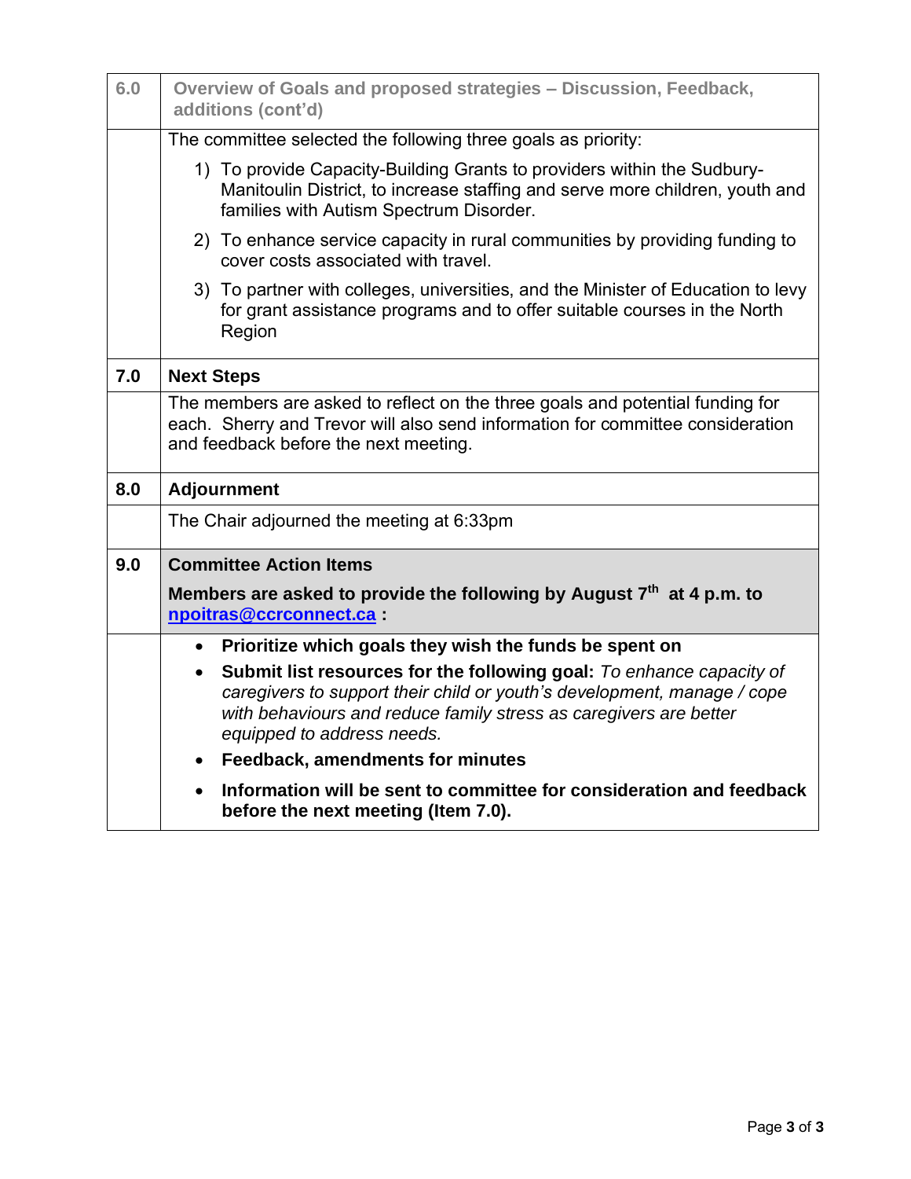| | |
|---|---|
| 6.0 | **Overview of Goals and proposed strategies – Discussion, Feedback, additions (cont'd)** |
| | The committee selected the following three goals as priority: 1) To provide Capacity-Building Grants to providers within the Sudbury-Manitoulin District, to increase staffing and serve more children, youth and families with Autism Spectrum Disorder. 2) To enhance service capacity in rural communities by providing funding to cover costs associated with travel. 3) To partner with colleges, universities, and the Minister of Education to levy for grant assistance programs and to offer suitable courses in the North Region |
| **7.0** | **Next Steps** |
| | The members are asked to reflect on the three goals and potential funding for each. Sherry and Trevor will also send information for committee consideration and feedback before the next meeting. |
| **8.0** | **Adjournment** |
| | The Chair adjourned the meeting at 6:33pm |
| **9.0** | **Committee Action Items** **Members are asked to provide the following by August 7th at 4 p.m. to npoitras@ccrconnect.ca :** |
| | • **Prioritize which goals they wish the funds be spent on** • **Submit list resources for the following goal:** *To enhance capacity of caregivers to support their child or youth's development, manage / cope with behaviours and reduce family stress as caregivers are better equipped to address needs.* • **Feedback, amendments for minutes** • **Information will be sent to committee for consideration and feedback before the next meeting (Item 7.0).** |